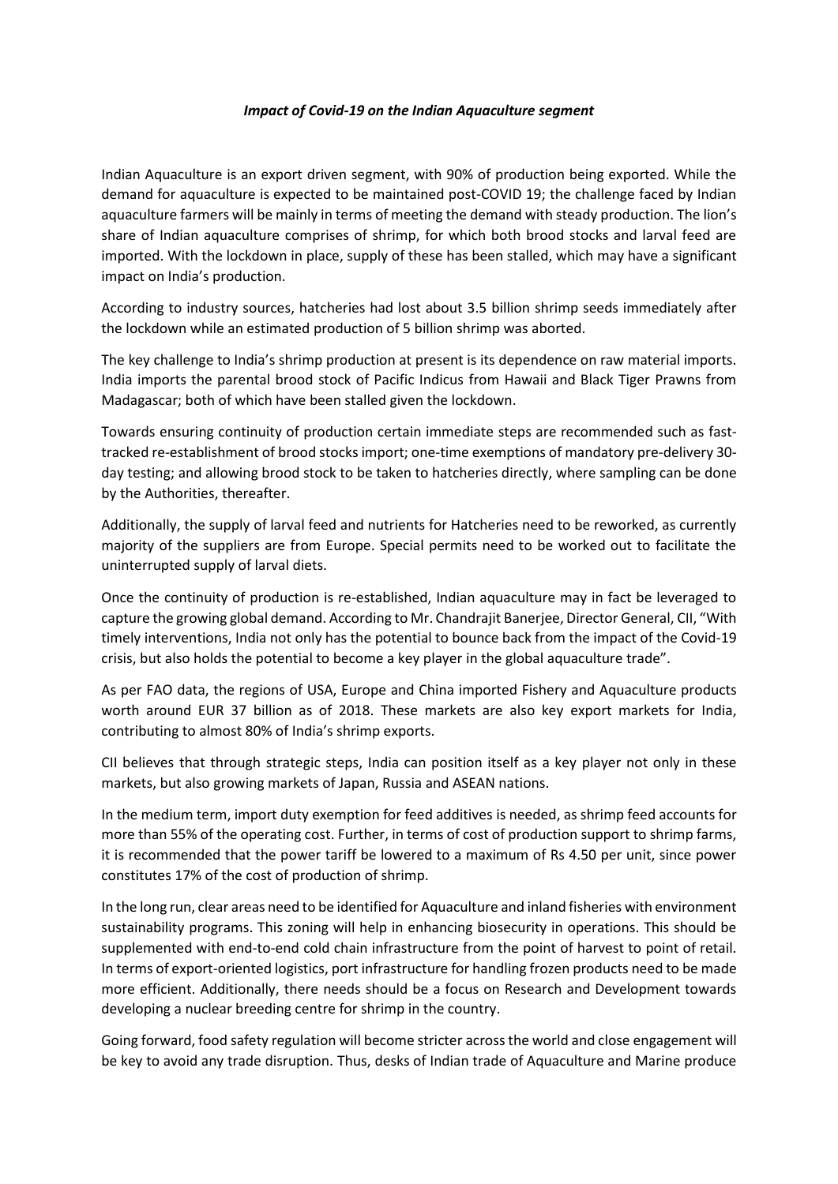***Impact of Covid-19 on the Indian Aquaculture segment***

Indian Aquaculture is an export driven segment, with 90% of production being exported. While the demand for aquaculture is expected to be maintained post-COVID 19; the challenge faced by Indian aquaculture farmers will be mainly in terms of meeting the demand with steady production. The lion's share of Indian aquaculture comprises of shrimp, for which both brood stocks and larval feed are imported. With the lockdown in place, supply of these has been stalled, which may have a significant impact on India's production.

According to industry sources, hatcheries had lost about 3.5 billion shrimp seeds immediately after the lockdown while an estimated production of 5 billion shrimp was aborted.

The key challenge to India's shrimp production at present is its dependence on raw material imports. India imports the parental brood stock of Pacific Indicus from Hawaii and Black Tiger Prawns from Madagascar; both of which have been stalled given the lockdown.

Towards ensuring continuity of production certain immediate steps are recommended such as fast-tracked re-establishment of brood stocks import; one-time exemptions of mandatory pre-delivery 30-day testing; and allowing brood stock to be taken to hatcheries directly, where sampling can be done by the Authorities, thereafter.

Additionally, the supply of larval feed and nutrients for Hatcheries need to be reworked, as currently majority of the suppliers are from Europe. Special permits need to be worked out to facilitate the uninterrupted supply of larval diets.

Once the continuity of production is re-established, Indian aquaculture may in fact be leveraged to capture the growing global demand. According to Mr. Chandrajit Banerjee, Director General, CII, "With timely interventions, India not only has the potential to bounce back from the impact of the Covid-19 crisis, but also holds the potential to become a key player in the global aquaculture trade".

As per FAO data, the regions of USA, Europe and China imported Fishery and Aquaculture products worth around EUR 37 billion as of 2018. These markets are also key export markets for India, contributing to almost 80% of India's shrimp exports.

CII believes that through strategic steps, India can position itself as a key player not only in these markets, but also growing markets of Japan, Russia and ASEAN nations.

In the medium term, import duty exemption for feed additives is needed, as shrimp feed accounts for more than 55% of the operating cost. Further, in terms of cost of production support to shrimp farms, it is recommended that the power tariff be lowered to a maximum of Rs 4.50 per unit, since power constitutes 17% of the cost of production of shrimp.

In the long run, clear areas need to be identified for Aquaculture and inland fisheries with environment sustainability programs. This zoning will help in enhancing biosecurity in operations. This should be supplemented with end-to-end cold chain infrastructure from the point of harvest to point of retail. In terms of export-oriented logistics, port infrastructure for handling frozen products need to be made more efficient. Additionally, there needs should be a focus on Research and Development towards developing a nuclear breeding centre for shrimp in the country.

Going forward, food safety regulation will become stricter across the world and close engagement will be key to avoid any trade disruption. Thus, desks of Indian trade of Aquaculture and Marine produce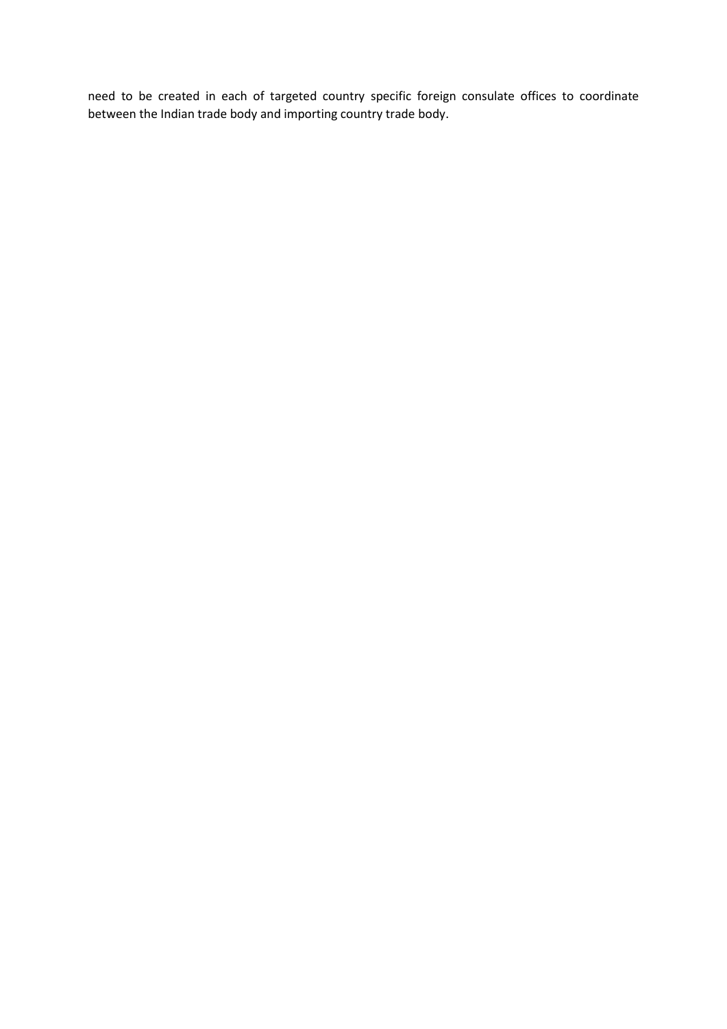need to be created in each of targeted country specific foreign consulate offices to coordinate between the Indian trade body and importing country trade body.